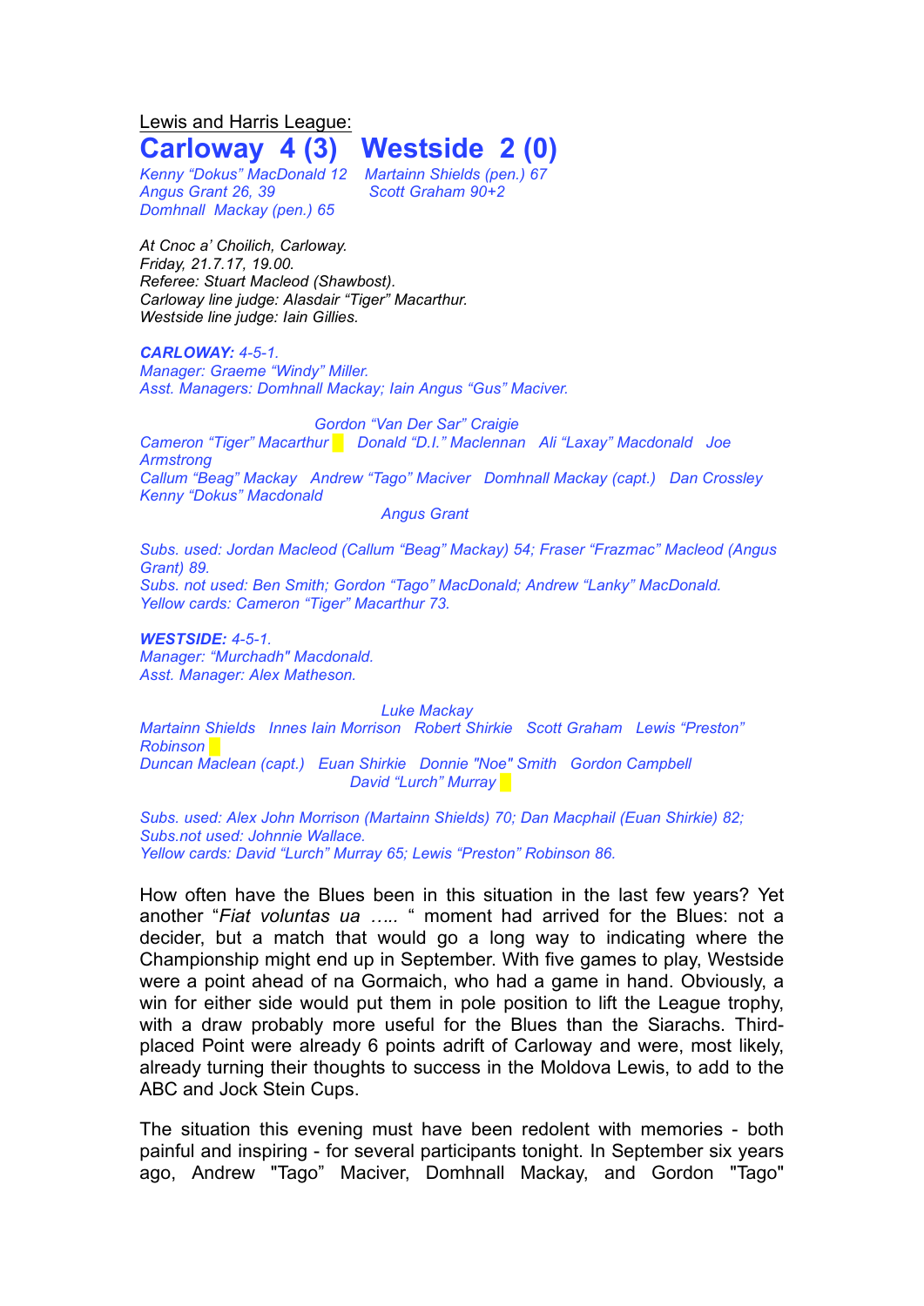Lewis and Harris League:

# Carloway 4 (3) Westside 2 (0)

*Kenny "Dokus" MacDonald 12 Martainn Shields (pen.) 67*
*Angus Grant 26, 39 Scott Graham 90+2*
*Domhnall Mackay (pen.) 65*

*At Cnoc a' Choilich, Carloway.*
*Friday, 21.7.17, 19.00.*
*Referee: Stuart Macleod (Shawbost).*
*Carloway line judge: Alasdair "Tiger" Macarthur.*
*Westside line judge: Iain Gillies.*

***CARLOWAY:** 4-5-1.*
*Manager: Graeme "Windy" Miller.*
*Asst. Managers: Domhnall Mackay; Iain Angus "Gus" Maciver.*

*Gordon "Van Der Sar" Craigie*
*Cameron "Tiger" Macarthur Donald "D.I." Maclennan Ali "Laxay" Macdonald Joe Armstrong*
*Callum "Beag" Mackay Andrew "Tago" Maciver Domhnall Mackay (capt.) Dan Crossley Kenny "Dokus" Macdonald*
*Angus Grant*

*Subs. used: Jordan Macleod (Callum "Beag" Mackay) 54; Fraser "Frazmac" Macleod (Angus Grant) 89.*
*Subs. not used: Ben Smith; Gordon "Tago" MacDonald; Andrew "Lanky" MacDonald.*
*Yellow cards: Cameron "Tiger" Macarthur 73.*

***WESTSIDE:** 4-5-1.*
*Manager: "Murchadh" Macdonald.*
*Asst. Manager: Alex Matheson.*

*Luke Mackay*
*Martainn Shields Innes Iain Morrison Robert Shirkie Scott Graham Lewis "Preston" Robinson*
*Duncan Maclean (capt.) Euan Shirkie Donnie "Noe" Smith Gordon Campbell*
*David "Lurch" Murray*

*Subs. used: Alex John Morrison (Martainn Shields) 70; Dan Macphail (Euan Shirkie) 82;*
*Subs.not used: Johnnie Wallace.*
*Yellow cards: David "Lurch" Murray 65; Lewis "Preston" Robinson 86.*

How often have the Blues been in this situation in the last few years? Yet another "*Fiat voluntas ua …..* " moment had arrived for the Blues: not a decider, but a match that would go a long way to indicating where the Championship might end up in September. With five games to play, Westside were a point ahead of na Gormaich, who had a game in hand. Obviously, a win for either side would put them in pole position to lift the League trophy, with a draw probably more useful for the Blues than the Siarachs. Third-placed Point were already 6 points adrift of Carloway and were, most likely, already turning their thoughts to success in the Moldova Lewis, to add to the ABC and Jock Stein Cups.

The situation this evening must have been redolent with memories - both painful and inspiring - for several participants tonight. In September six years ago, Andrew "Tago" Maciver, Domhnall Mackay, and Gordon "Tago"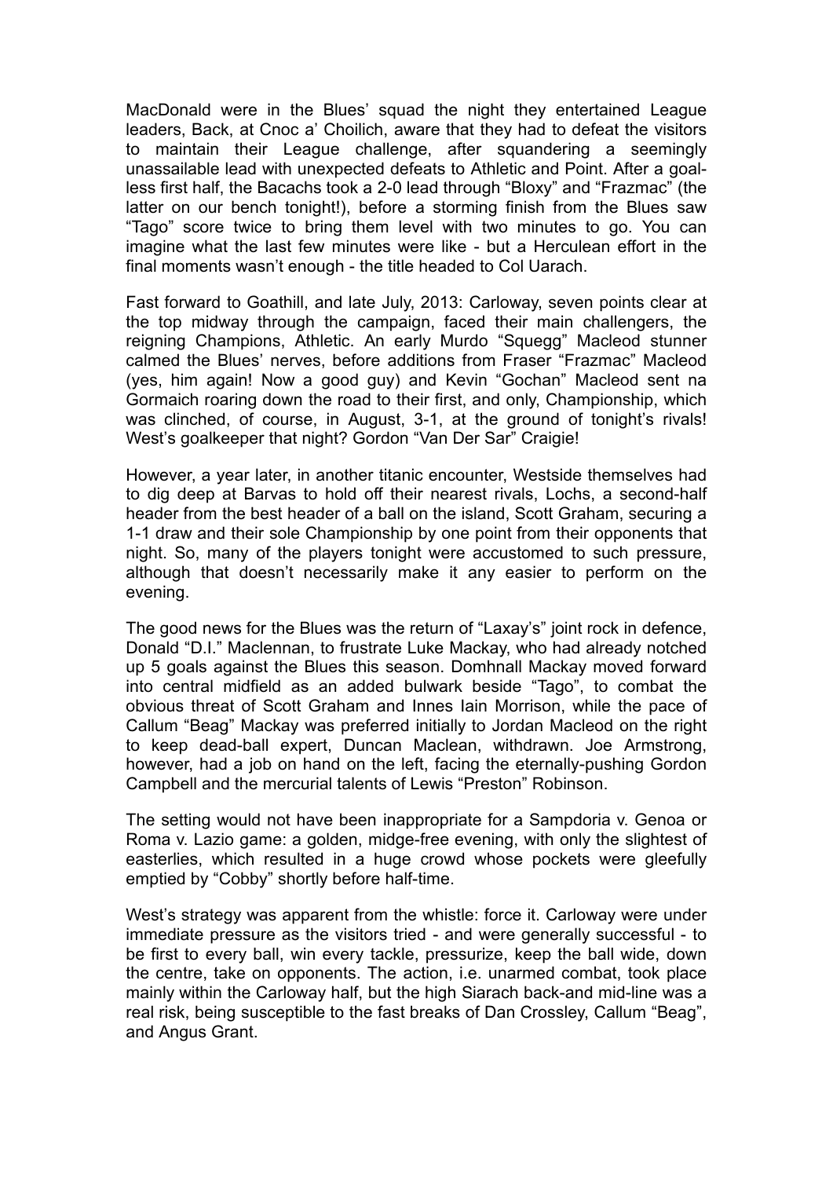MacDonald were in the Blues' squad the night they entertained League leaders, Back, at Cnoc a' Choilich, aware that they had to defeat the visitors to maintain their League challenge, after squandering a seemingly unassailable lead with unexpected defeats to Athletic and Point. After a goal-less first half, the Bacachs took a 2-0 lead through "Bloxy" and "Frazmac" (the latter on our bench tonight!), before a storming finish from the Blues saw "Tago" score twice to bring them level with two minutes to go. You can imagine what the last few minutes were like - but a Herculean effort in the final moments wasn't enough - the title headed to Col Uarach.

Fast forward to Goathill, and late July, 2013: Carloway, seven points clear at the top midway through the campaign, faced their main challengers, the reigning Champions, Athletic. An early Murdo "Squegg" Macleod stunner calmed the Blues' nerves, before additions from Fraser "Frazmac" Macleod (yes, him again! Now a good guy) and Kevin "Gochan" Macleod sent na Gormaich roaring down the road to their first, and only, Championship, which was clinched, of course, in August, 3-1, at the ground of tonight's rivals! West's goalkeeper that night? Gordon "Van Der Sar" Craigie!

However, a year later, in another titanic encounter, Westside themselves had to dig deep at Barvas to hold off their nearest rivals, Lochs, a second-half header from the best header of a ball on the island, Scott Graham, securing a 1-1 draw and their sole Championship by one point from their opponents that night. So, many of the players tonight were accustomed to such pressure, although that doesn't necessarily make it any easier to perform on the evening.

The good news for the Blues was the return of "Laxay's" joint rock in defence, Donald "D.I." Maclennan, to frustrate Luke Mackay, who had already notched up 5 goals against the Blues this season. Domhnall Mackay moved forward into central midfield as an added bulwark beside "Tago", to combat the obvious threat of Scott Graham and Innes Iain Morrison, while the pace of Callum "Beag" Mackay was preferred initially to Jordan Macleod on the right to keep dead-ball expert, Duncan Maclean, withdrawn. Joe Armstrong, however, had a job on hand on the left, facing the eternally-pushing Gordon Campbell and the mercurial talents of Lewis "Preston" Robinson.

The setting would not have been inappropriate for a Sampdoria v. Genoa or Roma v. Lazio game: a golden, midge-free evening, with only the slightest of easterlies, which resulted in a huge crowd whose pockets were gleefully emptied by "Cobby" shortly before half-time.

West's strategy was apparent from the whistle: force it. Carloway were under immediate pressure as the visitors tried - and were generally successful - to be first to every ball, win every tackle, pressurize, keep the ball wide, down the centre, take on opponents. The action, i.e. unarmed combat, took place mainly within the Carloway half, but the high Siarach back-and mid-line was a real risk, being susceptible to the fast breaks of Dan Crossley, Callum "Beag", and Angus Grant.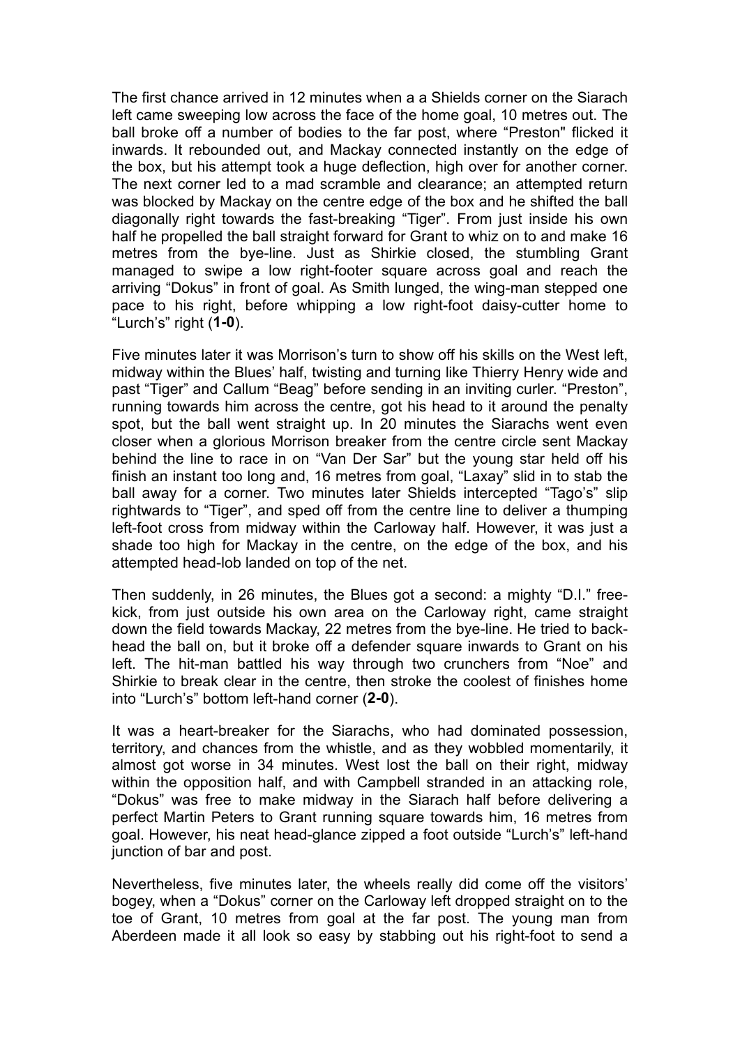The first chance arrived in 12 minutes when a a Shields corner on the Siarach left came sweeping low across the face of the home goal, 10 metres out. The ball broke off a number of bodies to the far post, where "Preston" flicked it inwards. It rebounded out, and Mackay connected instantly on the edge of the box, but his attempt took a huge deflection, high over for another corner. The next corner led to a mad scramble and clearance; an attempted return was blocked by Mackay on the centre edge of the box and he shifted the ball diagonally right towards the fast-breaking "Tiger". From just inside his own half he propelled the ball straight forward for Grant to whiz on to and make 16 metres from the bye-line. Just as Shirkie closed, the stumbling Grant managed to swipe a low right-footer square across goal and reach the arriving "Dokus" in front of goal. As Smith lunged, the wing-man stepped one pace to his right, before whipping a low right-foot daisy-cutter home to "Lurch's" right (**1-0**).

Five minutes later it was Morrison's turn to show off his skills on the West left, midway within the Blues' half, twisting and turning like Thierry Henry wide and past "Tiger" and Callum "Beag" before sending in an inviting curler. "Preston", running towards him across the centre, got his head to it around the penalty spot, but the ball went straight up. In 20 minutes the Siarachs went even closer when a glorious Morrison breaker from the centre circle sent Mackay behind the line to race in on "Van Der Sar" but the young star held off his finish an instant too long and, 16 metres from goal, "Laxay" slid in to stab the ball away for a corner. Two minutes later Shields intercepted "Tago's" slip rightwards to "Tiger", and sped off from the centre line to deliver a thumping left-foot cross from midway within the Carloway half. However, it was just a shade too high for Mackay in the centre, on the edge of the box, and his attempted head-lob landed on top of the net.

Then suddenly, in 26 minutes, the Blues got a second: a mighty "D.I." free-kick, from just outside his own area on the Carloway right, came straight down the field towards Mackay, 22 metres from the bye-line. He tried to back-head the ball on, but it broke off a defender square inwards to Grant on his left. The hit-man battled his way through two crunchers from "Noe" and Shirkie to break clear in the centre, then stroke the coolest of finishes home into "Lurch's" bottom left-hand corner (**2-0**).

It was a heart-breaker for the Siarachs, who had dominated possession, territory, and chances from the whistle, and as they wobbled momentarily, it almost got worse in 34 minutes. West lost the ball on their right, midway within the opposition half, and with Campbell stranded in an attacking role, "Dokus" was free to make midway in the Siarach half before delivering a perfect Martin Peters to Grant running square towards him, 16 metres from goal. However, his neat head-glance zipped a foot outside "Lurch's" left-hand junction of bar and post.

Nevertheless, five minutes later, the wheels really did come off the visitors' bogey, when a "Dokus" corner on the Carloway left dropped straight on to the toe of Grant, 10 metres from goal at the far post. The young man from Aberdeen made it all look so easy by stabbing out his right-foot to send a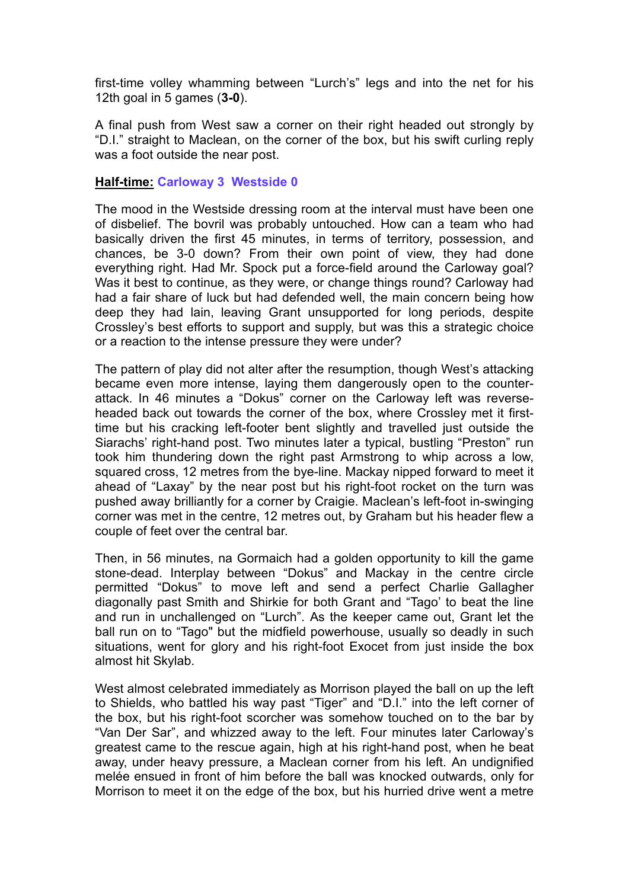first-time volley whamming between “Lurch’s” legs and into the net for his 12th goal in 5 games (**3-0**).

A final push from West saw a corner on their right headed out strongly by “D.I.” straight to Maclean, on the corner of the box, but his swift curling reply was a foot outside the near post.

**Half-time:** **Carloway 3 Westside 0**

The mood in the Westside dressing room at the interval must have been one of disbelief. The bovril was probably untouched. How can a team who had basically driven the first 45 minutes, in terms of territory, possession, and chances, be 3-0 down? From their own point of view, they had done everything right. Had Mr. Spock put a force-field around the Carloway goal? Was it best to continue, as they were, or change things round? Carloway had had a fair share of luck but had defended well, the main concern being how deep they had lain, leaving Grant unsupported for long periods, despite Crossley’s best efforts to support and supply, but was this a strategic choice or a reaction to the intense pressure they were under?

The pattern of play did not alter after the resumption, though West’s attacking became even more intense, laying them dangerously open to the counter-attack. In 46 minutes a “Dokus” corner on the Carloway left was reverse-headed back out towards the corner of the box, where Crossley met it first-time but his cracking left-footer bent slightly and travelled just outside the Siarachs’ right-hand post. Two minutes later a typical, bustling “Preston” run took him thundering down the right past Armstrong to whip across a low, squared cross, 12 metres from the bye-line. Mackay nipped forward to meet it ahead of “Laxay” by the near post but his right-foot rocket on the turn was pushed away brilliantly for a corner by Craigie. Maclean’s left-foot in-swinging corner was met in the centre, 12 metres out, by Graham but his header flew a couple of feet over the central bar.

Then, in 56 minutes, na Gormaich had a golden opportunity to kill the game stone-dead. Interplay between “Dokus” and Mackay in the centre circle permitted “Dokus” to move left and send a perfect Charlie Gallagher diagonally past Smith and Shirkie for both Grant and “Tago’ to beat the line and run in unchallenged on “Lurch”. As the keeper came out, Grant let the ball run on to “Tago" but the midfield powerhouse, usually so deadly in such situations, went for glory and his right-foot Exocet from just inside the box almost hit Skylab.

West almost celebrated immediately as Morrison played the ball on up the left to Shields, who battled his way past “Tiger” and “D.I.” into the left corner of the box, but his right-foot scorcher was somehow touched on to the bar by “Van Der Sar”, and whizzed away to the left. Four minutes later Carloway’s greatest came to the rescue again, high at his right-hand post, when he beat away, under heavy pressure, a Maclean corner from his left. An undignified melée ensued in front of him before the ball was knocked outwards, only for Morrison to meet it on the edge of the box, but his hurried drive went a metre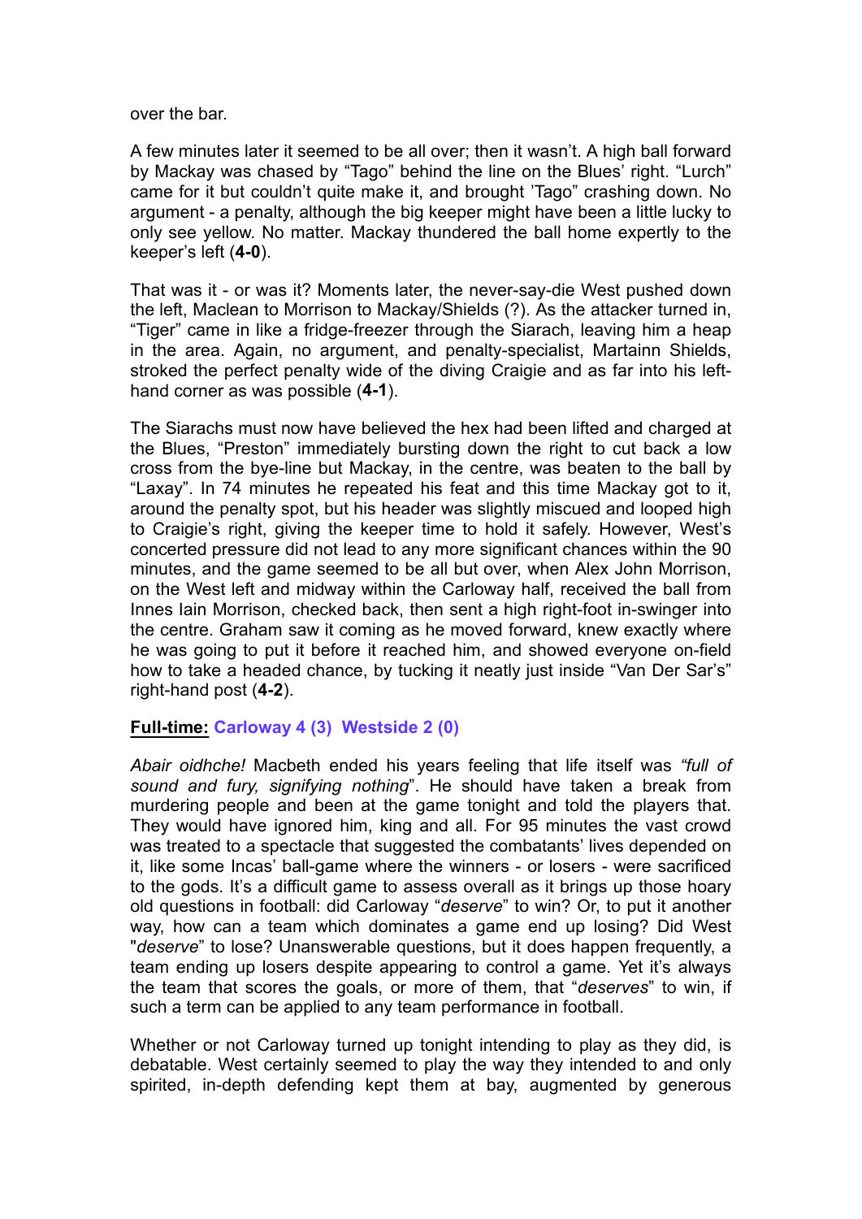over the bar.

A few minutes later it seemed to be all over; then it wasn't. A high ball forward by Mackay was chased by "Tago" behind the line on the Blues' right. "Lurch" came for it but couldn't quite make it, and brought 'Tago" crashing down. No argument - a penalty, although the big keeper might have been a little lucky to only see yellow. No matter. Mackay thundered the ball home expertly to the keeper's left (**4-0**).

That was it - or was it? Moments later, the never-say-die West pushed down the left, Maclean to Morrison to Mackay/Shields (?). As the attacker turned in, "Tiger" came in like a fridge-freezer through the Siarach, leaving him a heap in the area. Again, no argument, and penalty-specialist, Martainn Shields, stroked the perfect penalty wide of the diving Craigie and as far into his left-hand corner as was possible (**4-1**).

The Siarachs must now have believed the hex had been lifted and charged at the Blues, "Preston" immediately bursting down the right to cut back a low cross from the bye-line but Mackay, in the centre, was beaten to the ball by "Laxay". In 74 minutes he repeated his feat and this time Mackay got to it, around the penalty spot, but his header was slightly miscued and looped high to Craigie's right, giving the keeper time to hold it safely. However, West's concerted pressure did not lead to any more significant chances within the 90 minutes, and the game seemed to be all but over, when Alex John Morrison, on the West left and midway within the Carloway half, received the ball from Innes Iain Morrison, checked back, then sent a high right-foot in-swinger into the centre. Graham saw it coming as he moved forward, knew exactly where he was going to put it before it reached him, and showed everyone on-field how to take a headed chance, by tucking it neatly just inside "Van Der Sar's" right-hand post (**4-2**).

**Full-time: Carloway 4 (3) Westside 2 (0)**

*Abair oidhche!* Macbeth ended his years feeling that life itself was *"full of sound and fury, signifying nothing*". He should have taken a break from murdering people and been at the game tonight and told the players that. They would have ignored him, king and all. For 95 minutes the vast crowd was treated to a spectacle that suggested the combatants' lives depended on it, like some Incas' ball-game where the winners - or losers - were sacrificed to the gods. It's a difficult game to assess overall as it brings up those hoary old questions in football: did Carloway "*deserve*" to win? Or, to put it another way, how can a team which dominates a game end up losing? Did West "*deserve*" to lose? Unanswerable questions, but it does happen frequently, a team ending up losers despite appearing to control a game. Yet it's always the team that scores the goals, or more of them, that "*deserves*" to win, if such a term can be applied to any team performance in football.

Whether or not Carloway turned up tonight intending to play as they did, is debatable. West certainly seemed to play the way they intended to and only spirited, in-depth defending kept them at bay, augmented by generous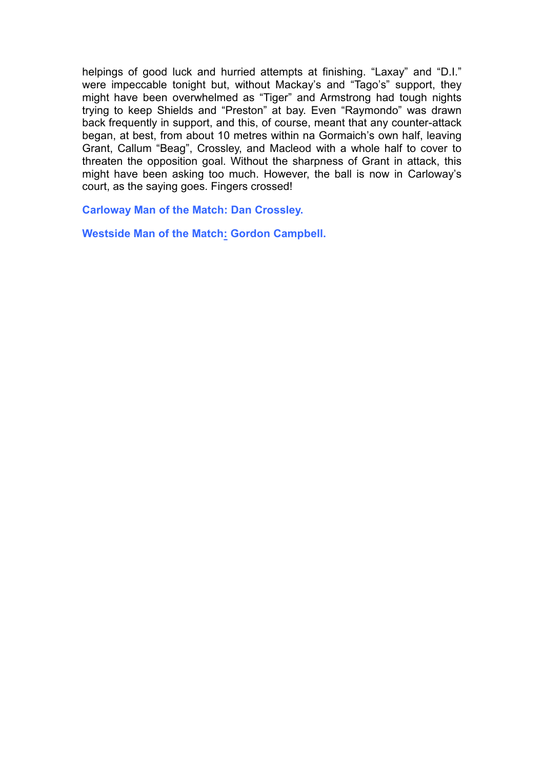helpings of good luck and hurried attempts at finishing. "Laxay" and "D.I." were impeccable tonight but, without Mackay's and "Tago's" support, they might have been overwhelmed as "Tiger" and Armstrong had tough nights trying to keep Shields and "Preston" at bay. Even "Raymondo" was drawn back frequently in support, and this, of course, meant that any counter-attack began, at best, from about 10 metres within na Gormaich's own half, leaving Grant, Callum "Beag", Crossley, and Macleod with a whole half to cover to threaten the opposition goal. Without the sharpness of Grant in attack, this might have been asking too much. However, the ball is now in Carloway's court, as the saying goes. Fingers crossed!

**Carloway Man of the Match: Dan Crossley.**

**Westside Man of the Match: Gordon Campbell.**